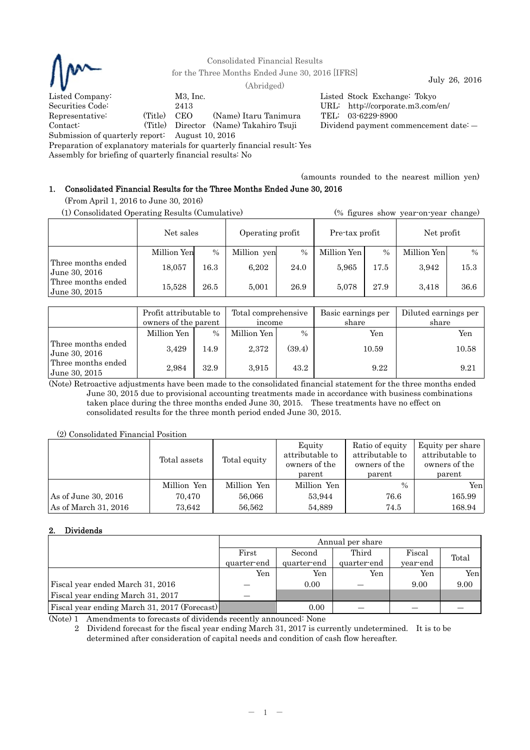Consolidated Financial Results
for the Three Months Ended June 30, 2016 [IFRS]
(Abridged)

July 26, 2016

| | | | |
|---|---|---|---|
| Listed Company: | M3, Inc. | Listed Stock Exchange: Tokyo | |
| Securities Code: | 2413 | URL: http://corporate.m3.com/en/ | |
| Representative: | (Title) CEO (Name) Itaru Tanimura | TEL: 03-6229-8900 | |
| Contact: | (Title) Director (Name) Takahiro Tsuji | Dividend payment commencement date: — | |

Submission of quarterly report: August 10, 2016
Preparation of explanatory materials for quarterly financial result: Yes
Assembly for briefing of quarterly financial results: No

(amounts rounded to the nearest million yen)

## 1. Consolidated Financial Results for the Three Months Ended June 30, 2016

(From April 1, 2016 to June 30, 2016)

(1) Consolidated Operating Results (Cumulative) (% figures show year-on-year change)

| | Net sales | | Operating profit | | Pre-tax profit | | Net profit | |
|---|---|---|---|---|---|---|---|---|
| | Million Yen | % | Million yen | % | Million Yen | % | Million Yen | % |
| Three months ended June 30, 2016 | 18,057 | 16.3 | 6,202 | 24.0 | 5,965 | 17.5 | 3,942 | 15.3 |
| Three months ended June 30, 2015 | 15,528 | 26.5 | 5,001 | 26.9 | 5,078 | 27.9 | 3,418 | 36.6 |

| | Profit attributable to owners of the parent | | Total comprehensive income | | Basic earnings per share | Diluted earnings per share |
|---|---|---|---|---|---|---|
| | Million Yen | % | Million Yen | % | Yen | Yen |
| Three months ended June 30, 2016 | 3,429 | 14.9 | 2,372 | (39.4) | 10.59 | 10.58 |
| Three months ended June 30, 2015 | 2,984 | 32.9 | 3,915 | 43.2 | 9.22 | 9.21 |

(Note) Retroactive adjustments have been made to the consolidated financial statement for the three months ended June 30, 2015 due to provisional accounting treatments made in accordance with business combinations taken place during the three months ended June 30, 2015. These treatments have no effect on consolidated results for the three month period ended June 30, 2015.

(2) Consolidated Financial Position

| | Total assets | Total equity | Equity attributable to owners of the parent | Ratio of equity attributable to owners of the parent | Equity per share attributable to owners of the parent |
|---|---|---|---|---|---|
| | Million Yen | Million Yen | Million Yen | % | Yen |
| As of June 30, 2016 | 70,470 | 56,066 | 53,944 | 76.6 | 165.99 |
| As of March 31, 2016 | 73,642 | 56,562 | 54,889 | 74.5 | 168.94 |

## 2. Dividends

| | Annual per share | | | | |
|---|---|---|---|---|---|
| | First quarter-end | Second quarter-end | Third quarter-end | Fiscal year-end | Total |
| | Yen | Yen | Yen | Yen | Yen |
| Fiscal year ended March 31, 2016 | — | 0.00 | — | 9.00 | 9.00 |
| Fiscal year ending March 31, 2017 | — | | | | |
| Fiscal year ending March 31, 2017 (Forecast) | | 0.00 | — | — | — |

(Note) 1 Amendments to forecasts of dividends recently announced: None
2 Dividend forecast for the fiscal year ending March 31, 2017 is currently undetermined. It is to be determined after consideration of capital needs and condition of cash flow hereafter.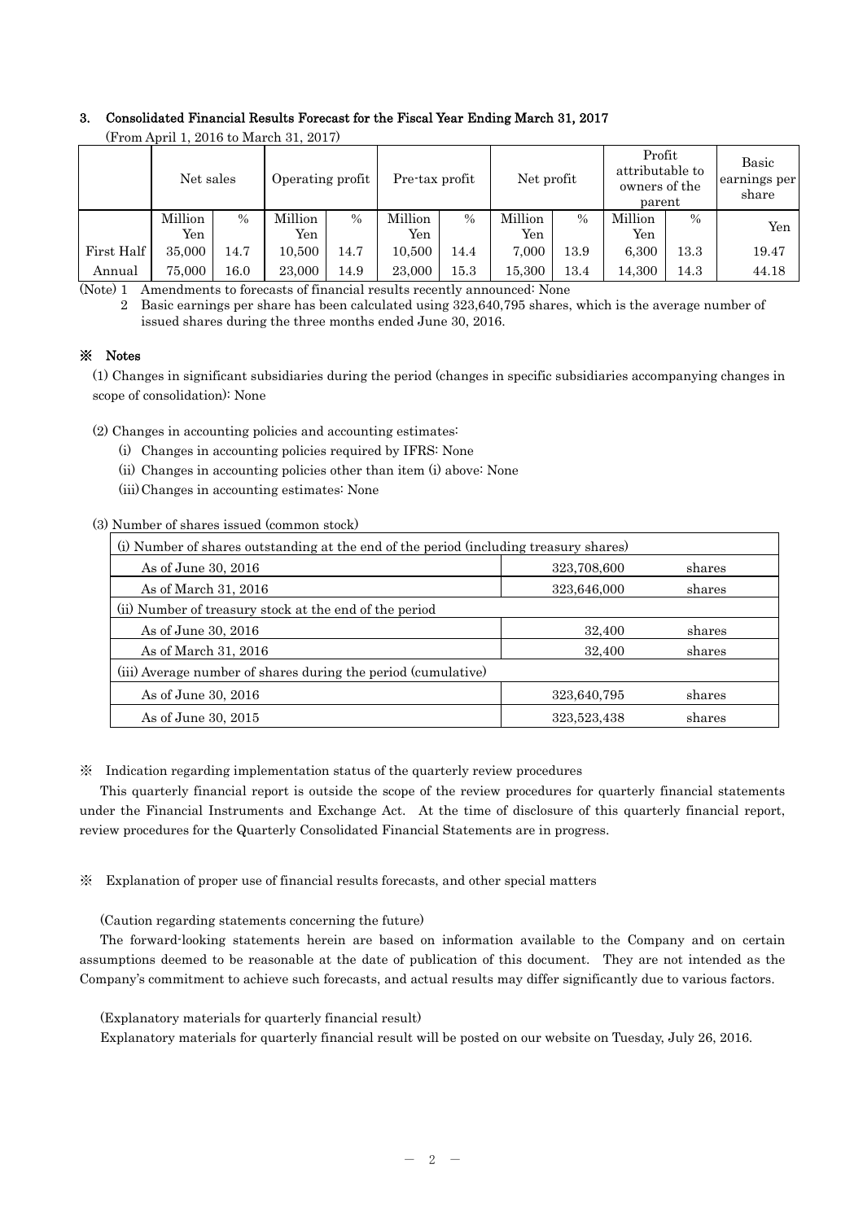### 3. Consolidated Financial Results Forecast for the Fiscal Year Ending March 31, 2017

(From April 1, 2016 to March 31, 2017)

| | Net sales | | Operating profit | | Pre-tax profit | | Net profit | | Profit attributable to owners of the parent | | Basic earnings per share |
|---|---|---|---|---|---|---|---|---|---|---|---|
| | Million Yen | % | Million Yen | % | Million Yen | % | Million Yen | % | Million Yen | % | Yen |
| First Half | 35,000 | 14.7 | 10,500 | 14.7 | 10,500 | 14.4 | 7,000 | 13.9 | 6,300 | 13.3 | 19.47 |
| Annual | 75,000 | 16.0 | 23,000 | 14.9 | 23,000 | 15.3 | 15,300 | 13.4 | 14,300 | 14.3 | 44.18 |

(Note) 1 Amendments to forecasts of financial results recently announced: None

2 Basic earnings per share has been calculated using 323,640,795 shares, which is the average number of issued shares during the three months ended June 30, 2016.

### ※ Notes

(1) Changes in significant subsidiaries during the period (changes in specific subsidiaries accompanying changes in scope of consolidation): None

(2) Changes in accounting policies and accounting estimates:

(i) Changes in accounting policies required by IFRS: None

(ii) Changes in accounting policies other than item (i) above: None

(iii) Changes in accounting estimates: None

(3) Number of shares issued (common stock)

| (i) Number of shares outstanding at the end of the period (including treasury shares) | | |
|---|---|---|
| As of June 30, 2016 | 323,708,600 | shares |
| As of March 31, 2016 | 323,646,000 | shares |
| (ii) Number of treasury stock at the end of the period | | |
| As of June 30, 2016 | 32,400 | shares |
| As of March 31, 2016 | 32,400 | shares |
| (iii) Average number of shares during the period (cumulative) | | |
| As of June 30, 2016 | 323,640,795 | shares |
| As of June 30, 2015 | 323,523,438 | shares |

※ Indication regarding implementation status of the quarterly review procedures

This quarterly financial report is outside the scope of the review procedures for quarterly financial statements under the Financial Instruments and Exchange Act. At the time of disclosure of this quarterly financial report, review procedures for the Quarterly Consolidated Financial Statements are in progress.

※ Explanation of proper use of financial results forecasts, and other special matters

(Caution regarding statements concerning the future)

The forward-looking statements herein are based on information available to the Company and on certain assumptions deemed to be reasonable at the date of publication of this document. They are not intended as the Company's commitment to achieve such forecasts, and actual results may differ significantly due to various factors.

(Explanatory materials for quarterly financial result)

Explanatory materials for quarterly financial result will be posted on our website on Tuesday, July 26, 2016.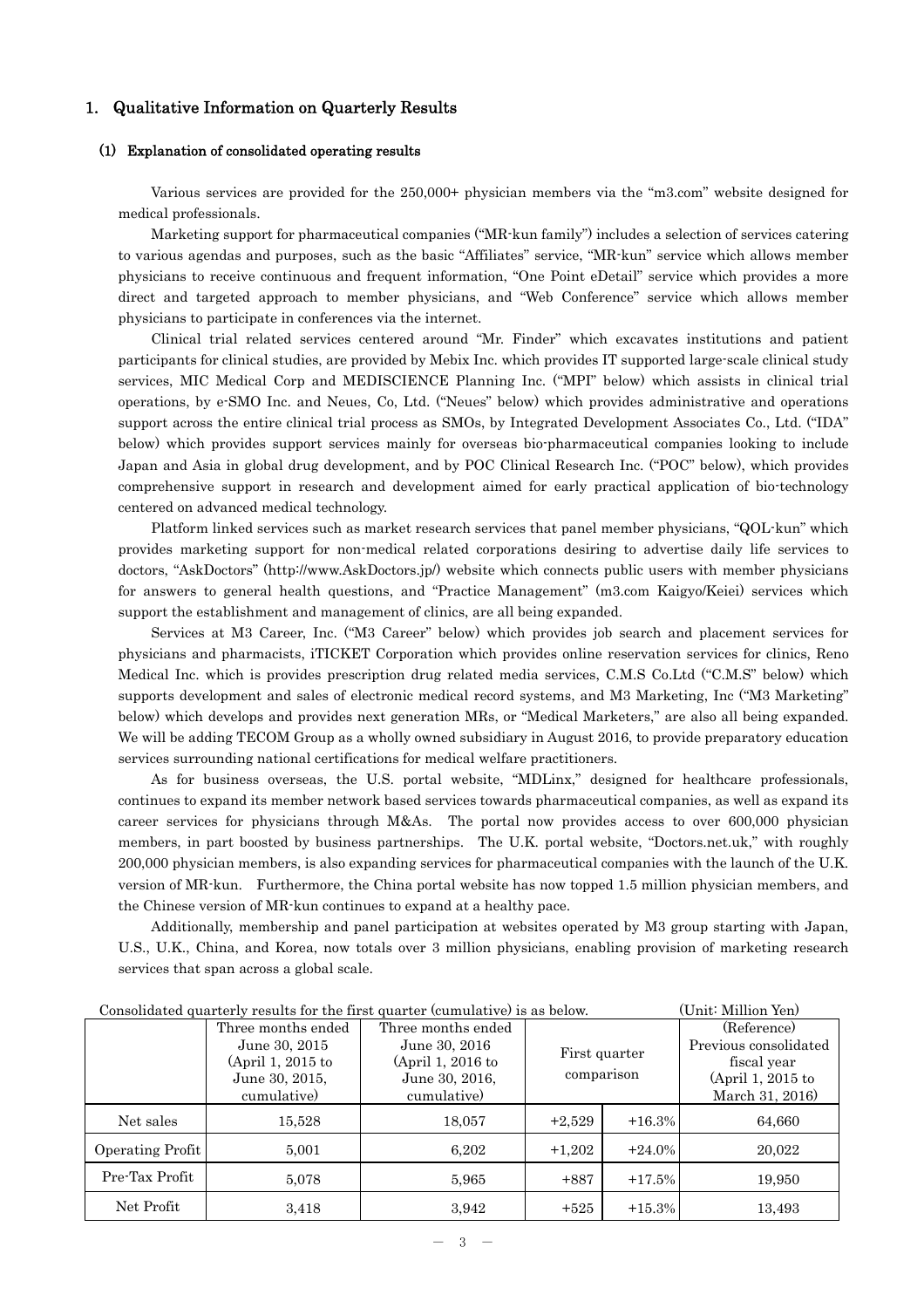## 1. Qualitative Information on Quarterly Results

### (1) Explanation of consolidated operating results

Various services are provided for the 250,000+ physician members via the "m3.com" website designed for medical professionals.

Marketing support for pharmaceutical companies ("MR-kun family") includes a selection of services catering to various agendas and purposes, such as the basic "Affiliates" service, "MR-kun" service which allows member physicians to receive continuous and frequent information, "One Point eDetail" service which provides a more direct and targeted approach to member physicians, and "Web Conference" service which allows member physicians to participate in conferences via the internet.

Clinical trial related services centered around "Mr. Finder" which excavates institutions and patient participants for clinical studies, are provided by Mebix Inc. which provides IT supported large-scale clinical study services, MIC Medical Corp and MEDISCIENCE Planning Inc. ("MPI" below) which assists in clinical trial operations, by e-SMO Inc. and Neues, Co, Ltd. ("Neues" below) which provides administrative and operations support across the entire clinical trial process as SMOs, by Integrated Development Associates Co., Ltd. ("IDA" below) which provides support services mainly for overseas bio-pharmaceutical companies looking to include Japan and Asia in global drug development, and by POC Clinical Research Inc. ("POC" below), which provides comprehensive support in research and development aimed for early practical application of bio-technology centered on advanced medical technology.

Platform linked services such as market research services that panel member physicians, "QOL-kun" which provides marketing support for non-medical related corporations desiring to advertise daily life services to doctors, "AskDoctors" (http://www.AskDoctors.jp/) website which connects public users with member physicians for answers to general health questions, and "Practice Management" (m3.com Kaigyo/Keiei) services which support the establishment and management of clinics, are all being expanded.

Services at M3 Career, Inc. ("M3 Career" below) which provides job search and placement services for physicians and pharmacists, iTICKET Corporation which provides online reservation services for clinics, Reno Medical Inc. which is provides prescription drug related media services, C.M.S Co.Ltd ("C.M.S" below) which supports development and sales of electronic medical record systems, and M3 Marketing, Inc ("M3 Marketing" below) which develops and provides next generation MRs, or "Medical Marketers," are also all being expanded. We will be adding TECOM Group as a wholly owned subsidiary in August 2016, to provide preparatory education services surrounding national certifications for medical welfare practitioners.

As for business overseas, the U.S. portal website, "MDLinx," designed for healthcare professionals, continues to expand its member network based services towards pharmaceutical companies, as well as expand its career services for physicians through M&As. The portal now provides access to over 600,000 physician members, in part boosted by business partnerships. The U.K. portal website, "Doctors.net.uk," with roughly 200,000 physician members, is also expanding services for pharmaceutical companies with the launch of the U.K. version of MR-kun. Furthermore, the China portal website has now topped 1.5 million physician members, and the Chinese version of MR-kun continues to expand at a healthy pace.

Additionally, membership and panel participation at websites operated by M3 group starting with Japan, U.S., U.K., China, and Korea, now totals over 3 million physicians, enabling provision of marketing research services that span across a global scale.

Consolidated quarterly results for the first quarter (cumulative) is as below. (Unit: Million Yen)

| | Three months ended June 30, 2015 (April 1, 2015 to June 30, 2015, cumulative) | Three months ended June 30, 2016 (April 1, 2016 to June 30, 2016, cumulative) | First quarter comparison | | (Reference) Previous consolidated fiscal year (April 1, 2015 to March 31, 2016) |
|---|---|---|---|---|---|
| Net sales | 15,528 | 18,057 | +2,529 | +16.3% | 64,660 |
| Operating Profit | 5,001 | 6,202 | +1,202 | +24.0% | 20,022 |
| Pre-Tax Profit | 5,078 | 5,965 | +887 | +17.5% | 19,950 |
| Net Profit | 3,418 | 3,942 | +525 | +15.3% | 13,493 |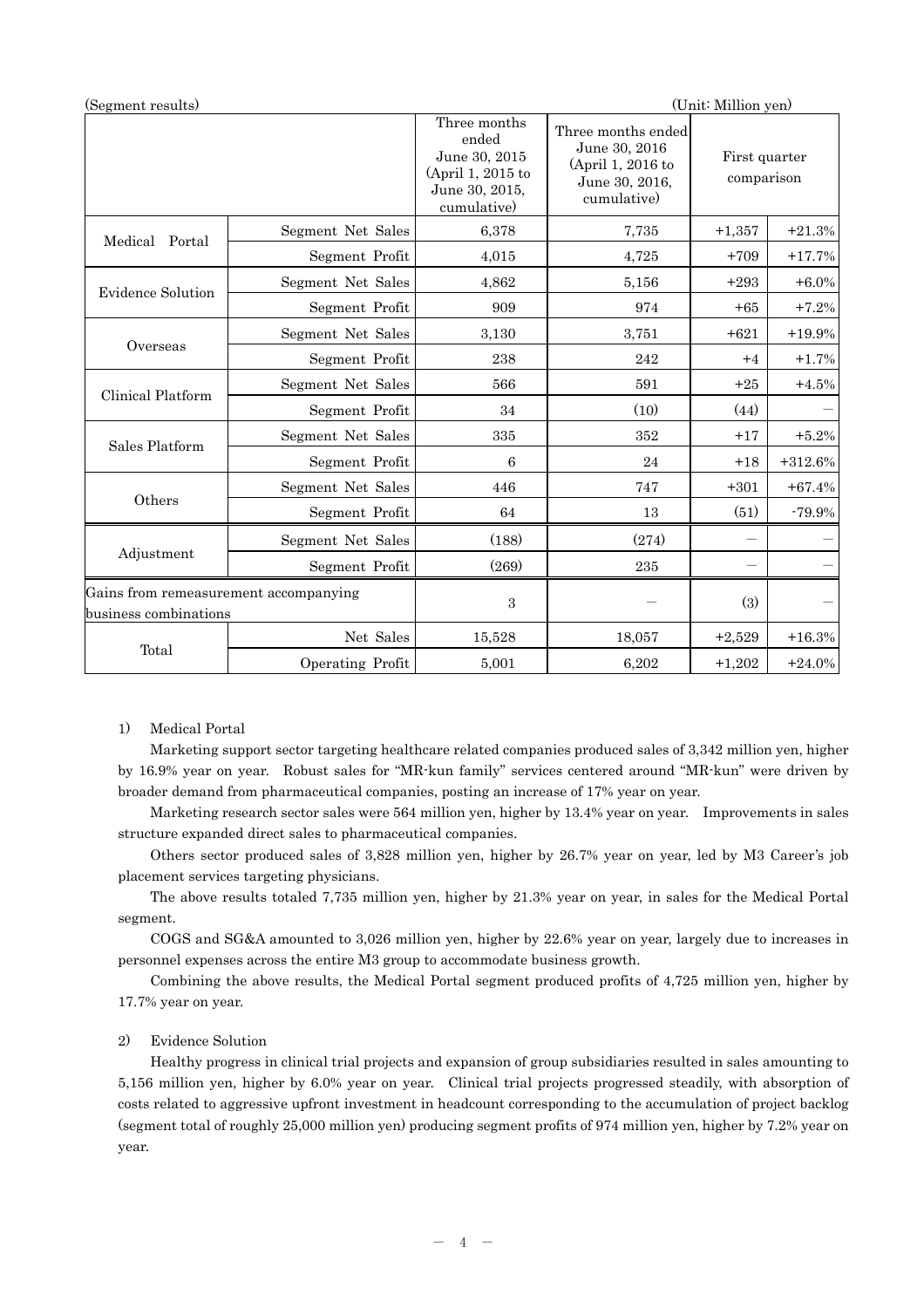(Segment results) (Unit: Million yen)

| | | Three months ended June 30, 2015 (April 1, 2015 to June 30, 2015, cumulative) | Three months ended June 30, 2016 (April 1, 2016 to June 30, 2016, cumulative) | First quarter comparison | |
|---|---|---|---|---|---|
| Medical Portal | Segment Net Sales | 6,378 | 7,735 | +1,357 | +21.3% |
| | Segment Profit | 4,015 | 4,725 | +709 | +17.7% |
| Evidence Solution | Segment Net Sales | 4,862 | 5,156 | +293 | +6.0% |
| | Segment Profit | 909 | 974 | +65 | +7.2% |
| Overseas | Segment Net Sales | 3,130 | 3,751 | +621 | +19.9% |
| | Segment Profit | 238 | 242 | +4 | +1.7% |
| Clinical Platform | Segment Net Sales | 566 | 591 | +25 | +4.5% |
| | Segment Profit | 34 | (10) | (44) | — |
| Sales Platform | Segment Net Sales | 335 | 352 | +17 | +5.2% |
| | Segment Profit | 6 | 24 | +18 | +312.6% |
| Others | Segment Net Sales | 446 | 747 | +301 | +67.4% |
| | Segment Profit | 64 | 13 | (51) | -79.9% |
| Adjustment | Segment Net Sales | (188) | (274) | — | — |
| | Segment Profit | (269) | 235 | — | — |
| Gains from remeasurement accompanying business combinations | | 3 | — | (3) | — |
| Total | Net Sales | 15,528 | 18,057 | +2,529 | +16.3% |
| | Operating Profit | 5,001 | 6,202 | +1,202 | +24.0% |

1) Medical Portal

Marketing support sector targeting healthcare related companies produced sales of 3,342 million yen, higher by 16.9% year on year. Robust sales for "MR-kun family" services centered around "MR-kun" were driven by broader demand from pharmaceutical companies, posting an increase of 17% year on year.

Marketing research sector sales were 564 million yen, higher by 13.4% year on year. Improvements in sales structure expanded direct sales to pharmaceutical companies.

Others sector produced sales of 3,828 million yen, higher by 26.7% year on year, led by M3 Career's job placement services targeting physicians.

The above results totaled 7,735 million yen, higher by 21.3% year on year, in sales for the Medical Portal segment.

COGS and SG&A amounted to 3,026 million yen, higher by 22.6% year on year, largely due to increases in personnel expenses across the entire M3 group to accommodate business growth.

Combining the above results, the Medical Portal segment produced profits of 4,725 million yen, higher by 17.7% year on year.

2) Evidence Solution

Healthy progress in clinical trial projects and expansion of group subsidiaries resulted in sales amounting to 5,156 million yen, higher by 6.0% year on year. Clinical trial projects progressed steadily, with absorption of costs related to aggressive upfront investment in headcount corresponding to the accumulation of project backlog (segment total of roughly 25,000 million yen) producing segment profits of 974 million yen, higher by 7.2% year on year.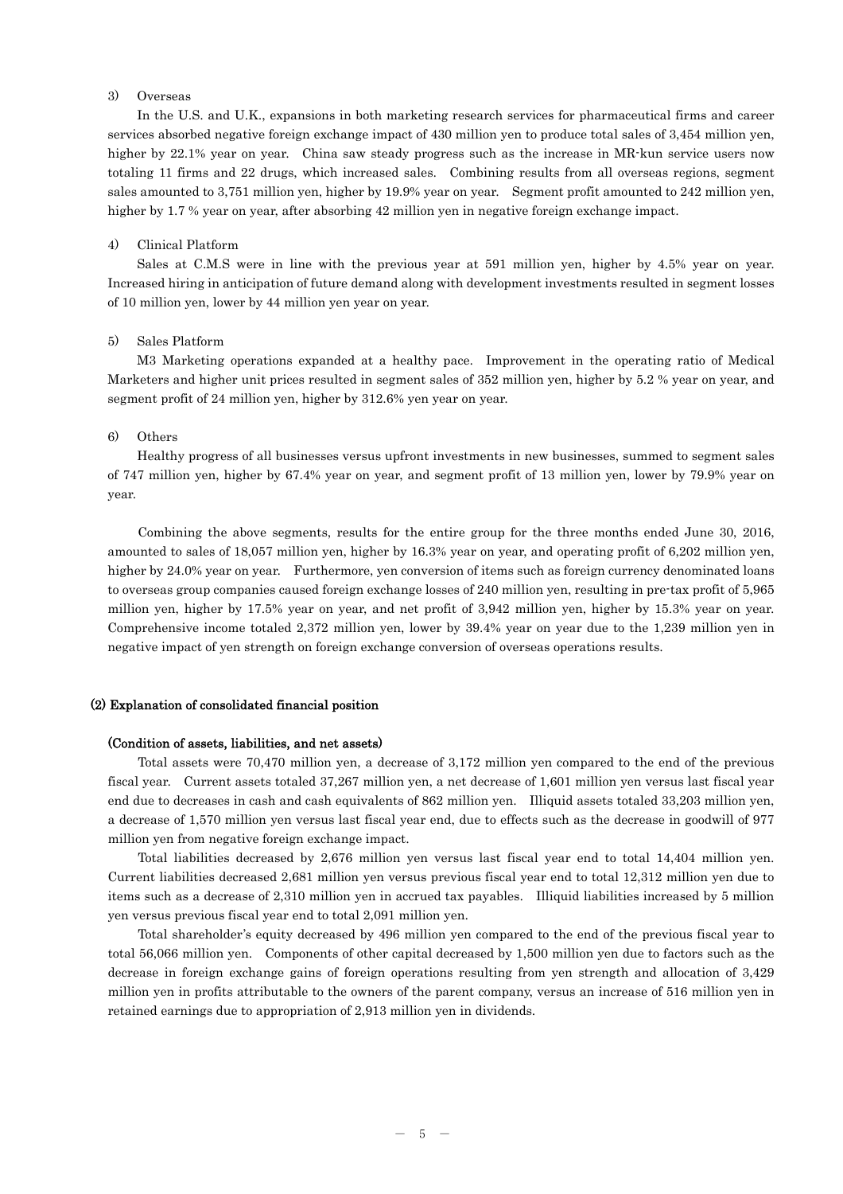3) Overseas

In the U.S. and U.K., expansions in both marketing research services for pharmaceutical firms and career services absorbed negative foreign exchange impact of 430 million yen to produce total sales of 3,454 million yen, higher by 22.1% year on year. China saw steady progress such as the increase in MR-kun service users now totaling 11 firms and 22 drugs, which increased sales. Combining results from all overseas regions, segment sales amounted to 3,751 million yen, higher by 19.9% year on year. Segment profit amounted to 242 million yen, higher by 1.7 % year on year, after absorbing 42 million yen in negative foreign exchange impact.

4) Clinical Platform

Sales at C.M.S were in line with the previous year at 591 million yen, higher by 4.5% year on year. Increased hiring in anticipation of future demand along with development investments resulted in segment losses of 10 million yen, lower by 44 million yen year on year.

5) Sales Platform

M3 Marketing operations expanded at a healthy pace. Improvement in the operating ratio of Medical Marketers and higher unit prices resulted in segment sales of 352 million yen, higher by 5.2 % year on year, and segment profit of 24 million yen, higher by 312.6% yen year on year.

6) Others

Healthy progress of all businesses versus upfront investments in new businesses, summed to segment sales of 747 million yen, higher by 67.4% year on year, and segment profit of 13 million yen, lower by 79.9% year on year.

Combining the above segments, results for the entire group for the three months ended June 30, 2016, amounted to sales of 18,057 million yen, higher by 16.3% year on year, and operating profit of 6,202 million yen, higher by 24.0% year on year. Furthermore, yen conversion of items such as foreign currency denominated loans to overseas group companies caused foreign exchange losses of 240 million yen, resulting in pre-tax profit of 5,965 million yen, higher by 17.5% year on year, and net profit of 3,942 million yen, higher by 15.3% year on year. Comprehensive income totaled 2,372 million yen, lower by 39.4% year on year due to the 1,239 million yen in negative impact of yen strength on foreign exchange conversion of overseas operations results.

### (2) Explanation of consolidated financial position

#### (Condition of assets, liabilities, and net assets)

Total assets were 70,470 million yen, a decrease of 3,172 million yen compared to the end of the previous fiscal year. Current assets totaled 37,267 million yen, a net decrease of 1,601 million yen versus last fiscal year end due to decreases in cash and cash equivalents of 862 million yen. Illiquid assets totaled 33,203 million yen, a decrease of 1,570 million yen versus last fiscal year end, due to effects such as the decrease in goodwill of 977 million yen from negative foreign exchange impact.

Total liabilities decreased by 2,676 million yen versus last fiscal year end to total 14,404 million yen. Current liabilities decreased 2,681 million yen versus previous fiscal year end to total 12,312 million yen due to items such as a decrease of 2,310 million yen in accrued tax payables. Illiquid liabilities increased by 5 million yen versus previous fiscal year end to total 2,091 million yen.

Total shareholder's equity decreased by 496 million yen compared to the end of the previous fiscal year to total 56,066 million yen. Components of other capital decreased by 1,500 million yen due to factors such as the decrease in foreign exchange gains of foreign operations resulting from yen strength and allocation of 3,429 million yen in profits attributable to the owners of the parent company, versus an increase of 516 million yen in retained earnings due to appropriation of 2,913 million yen in dividends.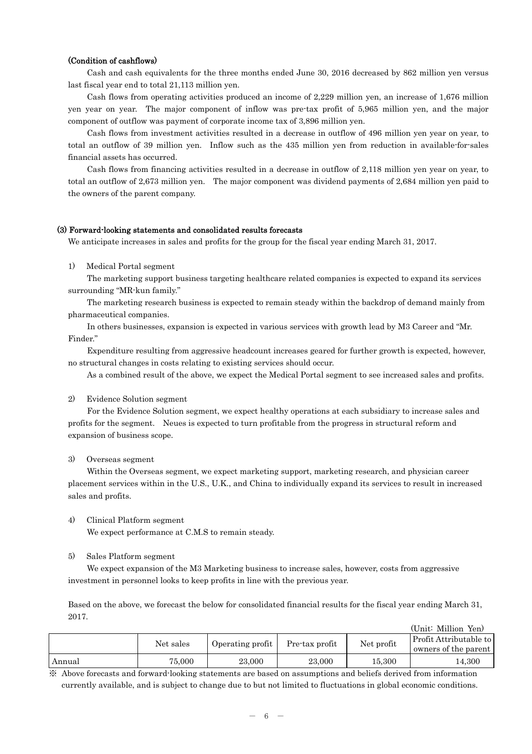**(Condition of cashflows)**

Cash and cash equivalents for the three months ended June 30, 2016 decreased by 862 million yen versus last fiscal year end to total 21,113 million yen.

Cash flows from operating activities produced an income of 2,229 million yen, an increase of 1,676 million yen year on year. The major component of inflow was pre-tax profit of 5,965 million yen, and the major component of outflow was payment of corporate income tax of 3,896 million yen.

Cash flows from investment activities resulted in a decrease in outflow of 496 million yen year on year, to total an outflow of 39 million yen. Inflow such as the 435 million yen from reduction in available-for-sales financial assets has occurred.

Cash flows from financing activities resulted in a decrease in outflow of 2,118 million yen year on year, to total an outflow of 2,673 million yen. The major component was dividend payments of 2,684 million yen paid to the owners of the parent company.

### (3) Forward-looking statements and consolidated results forecasts

We anticipate increases in sales and profits for the group for the fiscal year ending March 31, 2017.

1) Medical Portal segment

The marketing support business targeting healthcare related companies is expected to expand its services surrounding "MR-kun family."

The marketing research business is expected to remain steady within the backdrop of demand mainly from pharmaceutical companies.

In others businesses, expansion is expected in various services with growth lead by M3 Career and "Mr. Finder."

Expenditure resulting from aggressive headcount increases geared for further growth is expected, however, no structural changes in costs relating to existing services should occur.

As a combined result of the above, we expect the Medical Portal segment to see increased sales and profits.

2) Evidence Solution segment

For the Evidence Solution segment, we expect healthy operations at each subsidiary to increase sales and profits for the segment. Neues is expected to turn profitable from the progress in structural reform and expansion of business scope.

3) Overseas segment

Within the Overseas segment, we expect marketing support, marketing research, and physician career placement services within in the U.S., U.K., and China to individually expand its services to result in increased sales and profits.

4) Clinical Platform segment

We expect performance at C.M.S to remain steady.

5) Sales Platform segment

We expect expansion of the M3 Marketing business to increase sales, however, costs from aggressive investment in personnel looks to keep profits in line with the previous year.

Based on the above, we forecast the below for consolidated financial results for the fiscal year ending March 31, 2017.

(Unit: Million Yen)

| | Net sales | Operating profit | Pre-tax profit | Net profit | Profit Attributable to owners of the parent |
|---|---|---|---|---|---|
| Annual | 75,000 | 23,000 | 23,000 | 15,300 | 14,300 |

※ Above forecasts and forward-looking statements are based on assumptions and beliefs derived from information currently available, and is subject to change due to but not limited to fluctuations in global economic conditions.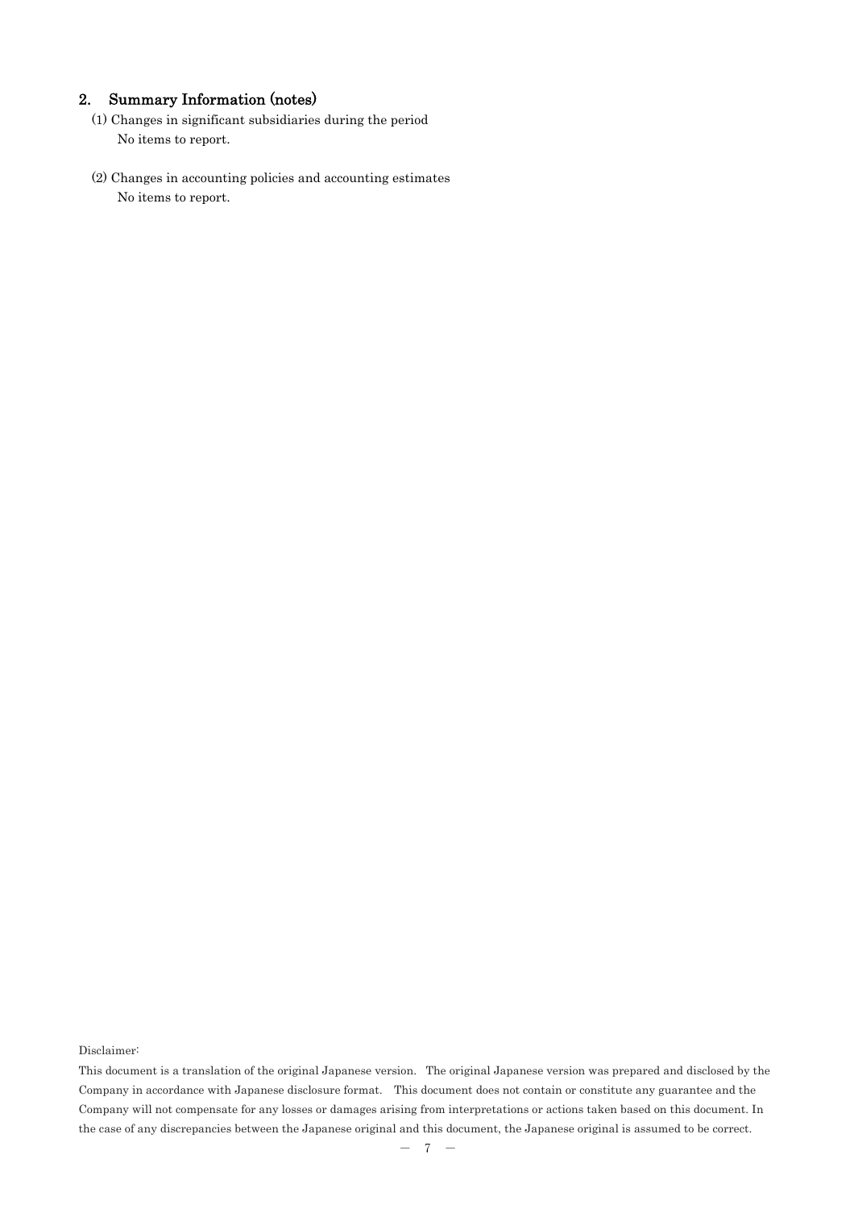## 2. Summary Information (notes)

(1) Changes in significant subsidiaries during the period

No items to report.

(2) Changes in accounting policies and accounting estimates

No items to report.

Disclaimer:

This document is a translation of the original Japanese version. The original Japanese version was prepared and disclosed by the Company in accordance with Japanese disclosure format. This document does not contain or constitute any guarantee and the Company will not compensate for any losses or damages arising from interpretations or actions taken based on this document. In the case of any discrepancies between the Japanese original and this document, the Japanese original is assumed to be correct.